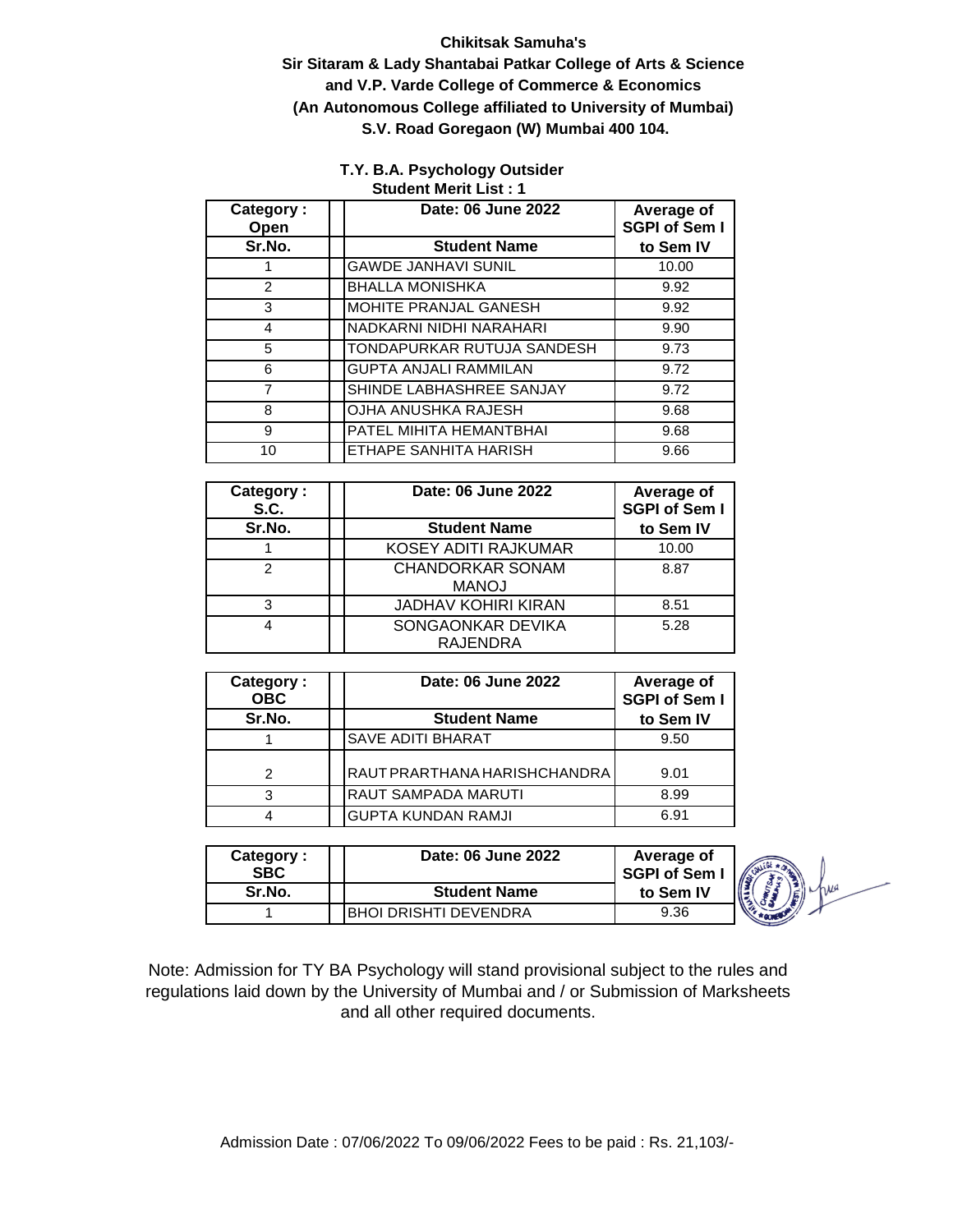**Chikitsak Samuha's**

**Sir Sitaram & Lady Shantabai Patkar College of Arts & Science**

**and V.P. Varde College of Commerce & Economics**

**(An Autonomous College affiliated to University of Mumbai)**

**S.V. Road Goregaon (W) Mumbai 400 104.**

**T.Y. B.A. Psychology Outsider**

**Student Merit List : 1**

| Category : Open | Date: 06 June 2022 | Average of SGPI of Sem I to Sem IV |
|---|---|---|
| **Sr.No.** | **Student Name** | |
| 1 | GAWDE JANHAVI SUNIL | 10.00 |
| 2 | BHALLA MONISHKA | 9.92 |
| 3 | MOHITE PRANJAL GANESH | 9.92 |
| 4 | NADKARNI NIDHI NARAHARI | 9.90 |
| 5 | TONDAPURKAR RUTUJA SANDESH | 9.73 |
| 6 | GUPTA ANJALI RAMMILAN | 9.72 |
| 7 | SHINDE LABHASHREE SANJAY | 9.72 |
| 8 | OJHA ANUSHKA RAJESH | 9.68 |
| 9 | PATEL MIHITA HEMANTBHAI | 9.68 |
| 10 | ETHAPE SANHITA HARISH | 9.66 |

| Category : S.C. | Date: 06 June 2022 | Average of SGPI of Sem I to Sem IV |
|---|---|---|
| **Sr.No.** | **Student Name** | |
| 1 | KOSEY ADITI RAJKUMAR | 10.00 |
| 2 | CHANDORKAR SONAM MANOJ | 8.87 |
| 3 | JADHAV KOHIRI KIRAN | 8.51 |
| 4 | SONGAONKAR DEVIKA RAJENDRA | 5.28 |

| Category : OBC | Date: 06 June 2022 | Average of SGPI of Sem I to Sem IV |
|---|---|---|
| **Sr.No.** | **Student Name** | |
| 1 | SAVE ADITI BHARAT | 9.50 |
| 2 | RAUT PRARTHANA HARISHCHANDRA | 9.01 |
| 3 | RAUT SAMPADA MARUTI | 8.99 |
| 4 | GUPTA KUNDAN RAMJI | 6.91 |

| Category : SBC | Date: 06 June 2022 | Average of SGPI of Sem I to Sem IV |
|---|---|---|
| **Sr.No.** | **Student Name** | |
| 1 | BHOI DRISHTI DEVENDRA | 9.36 |

Note: Admission for TY BA Psychology will stand provisional subject to the rules and regulations laid down by the University of Mumbai and / or Submission of Marksheets and all other required documents.

Admission Date : 07/06/2022 To 09/06/2022 Fees to be paid : Rs. 21,103/-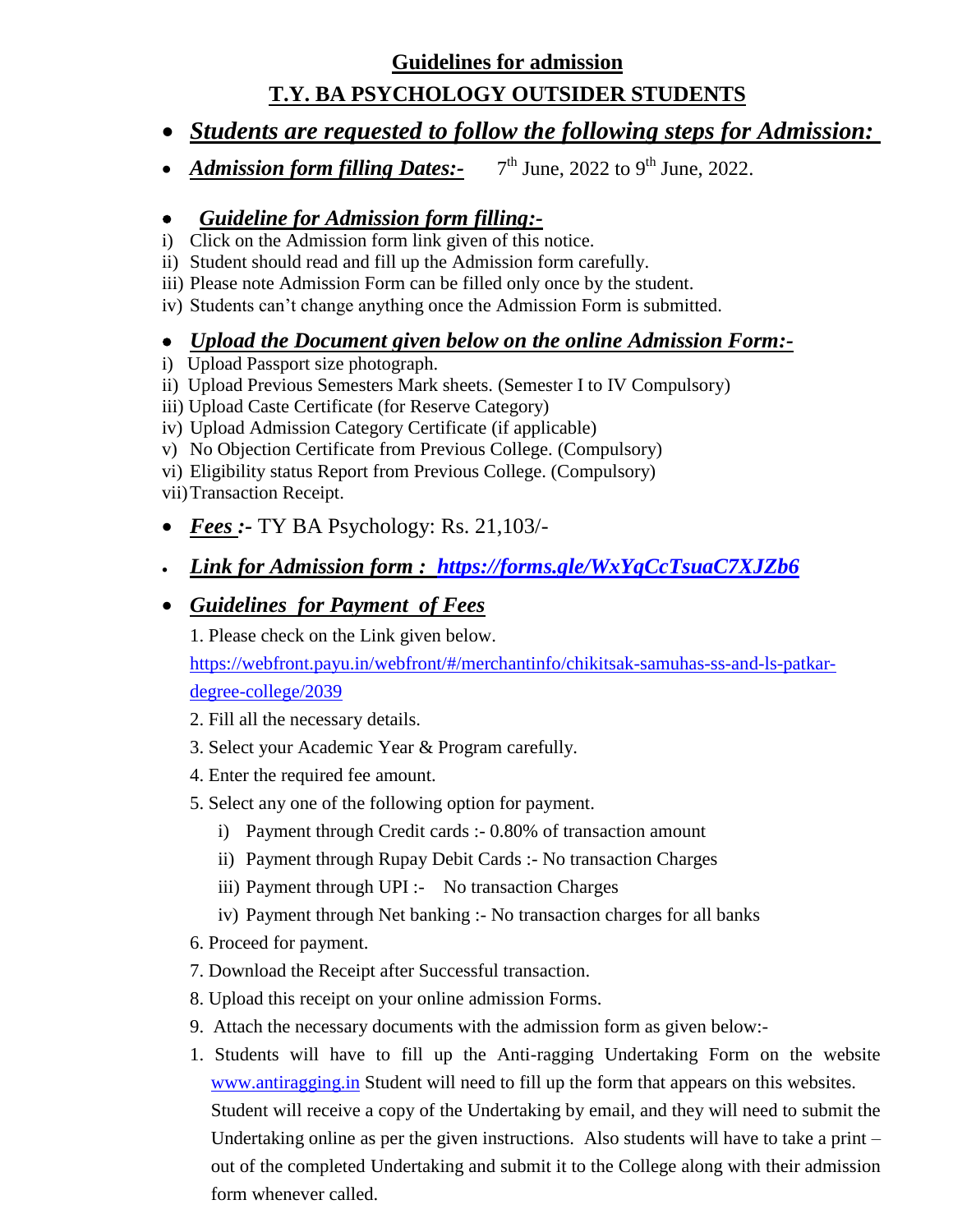## Guidelines for admission

## T.Y. BA PSYCHOLOGY OUTSIDER STUDENTS

- ***Students are requested to follow the following steps for Admission:***
- ***Admission form filling Dates:-*** 7th June, 2022 to 9th June, 2022.

- ***Guideline for Admission form filling:-***

i) Click on the Admission form link given of this notice.
ii) Student should read and fill up the Admission form carefully.
iii) Please note Admission Form can be filled only once by the student.
iv) Students can't change anything once the Admission Form is submitted.

- ***Upload the Document given below on the online Admission Form:-***

i) Upload Passport size photograph.
ii) Upload Previous Semesters Mark sheets. (Semester I to IV Compulsory)
iii) Upload Caste Certificate (for Reserve Category)
iv) Upload Admission Category Certificate (if applicable)
v) No Objection Certificate from Previous College. (Compulsory)
vi) Eligibility status Report from Previous College. (Compulsory)
vii) Transaction Receipt.

- ***Fees :-*** TY BA Psychology: Rs. 21,103/-
- ***Link for Admission form : https://forms.gle/WxYqCcTsuaC7XJZb6***
- ***Guidelines for Payment of Fees***

1. Please check on the Link given below.
   https://webfront.payu.in/webfront/#/merchantinfo/chikitsak-samuhas-ss-and-ls-patkar-degree-college/2039
2. Fill all the necessary details.
3. Select your Academic Year & Program carefully.
4. Enter the required fee amount.
5. Select any one of the following option for payment.
   i) Payment through Credit cards :- 0.80% of transaction amount
   ii) Payment through Rupay Debit Cards :- No transaction Charges
   iii) Payment through UPI :- No transaction Charges
   iv) Payment through Net banking :- No transaction charges for all banks
6. Proceed for payment.
7. Download the Receipt after Successful transaction.
8. Upload this receipt on your online admission Forms.
9. Attach the necessary documents with the admission form as given below:-

1. Students will have to fill up the Anti-ragging Undertaking Form on the website www.antiragging.in Student will need to fill up the form that appears on this websites. Student will receive a copy of the Undertaking by email, and they will need to submit the Undertaking online as per the given instructions. Also students will have to take a print – out of the completed Undertaking and submit it to the College along with their admission form whenever called.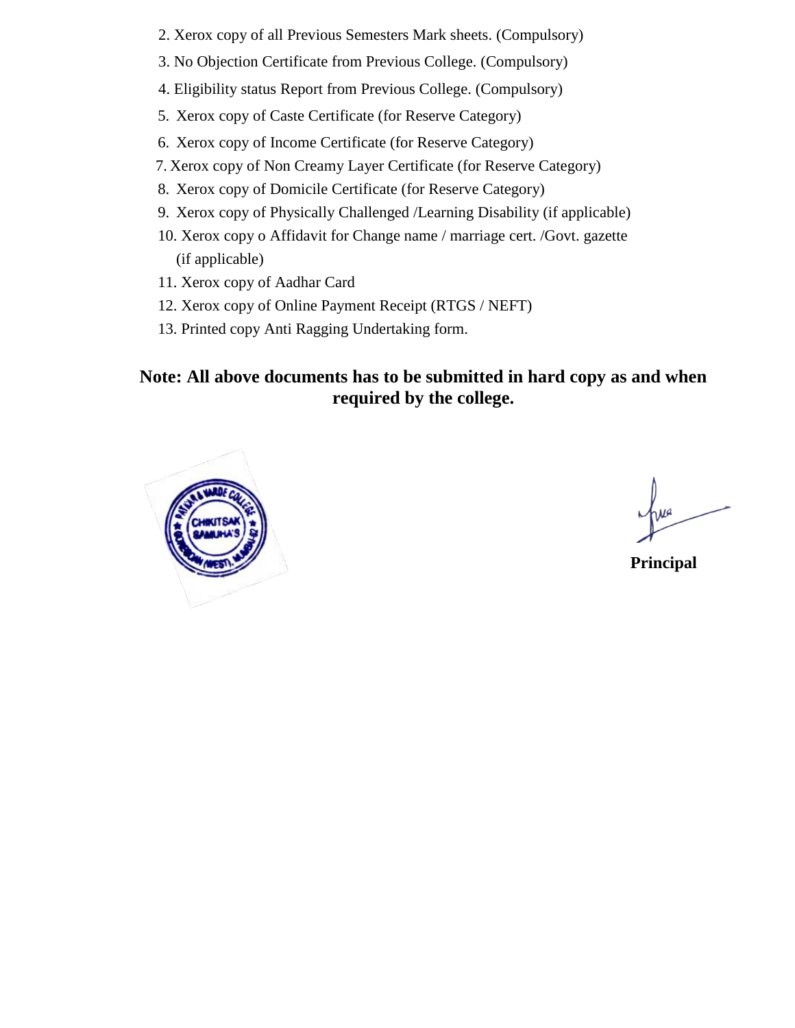2. Xerox copy of all Previous Semesters Mark sheets. (Compulsory)
3. No Objection Certificate from Previous College. (Compulsory)
4. Eligibility status Report from Previous College. (Compulsory)
5. Xerox copy of Caste Certificate (for Reserve Category)
6. Xerox copy of Income Certificate (for Reserve Category)
7. Xerox copy of Non Creamy Layer Certificate (for Reserve Category)
8. Xerox copy of Domicile Certificate (for Reserve Category)
9. Xerox copy of Physically Challenged /Learning Disability (if applicable)
10. Xerox copy o Affidavit for Change name / marriage cert. /Govt. gazette (if applicable)
11. Xerox copy of Aadhar Card
12. Xerox copy of Online Payment Receipt (RTGS / NEFT)
13. Printed copy Anti Ragging Undertaking form.

**Note: All above documents has to be submitted in hard copy as and when required by the college.**

**Principal**